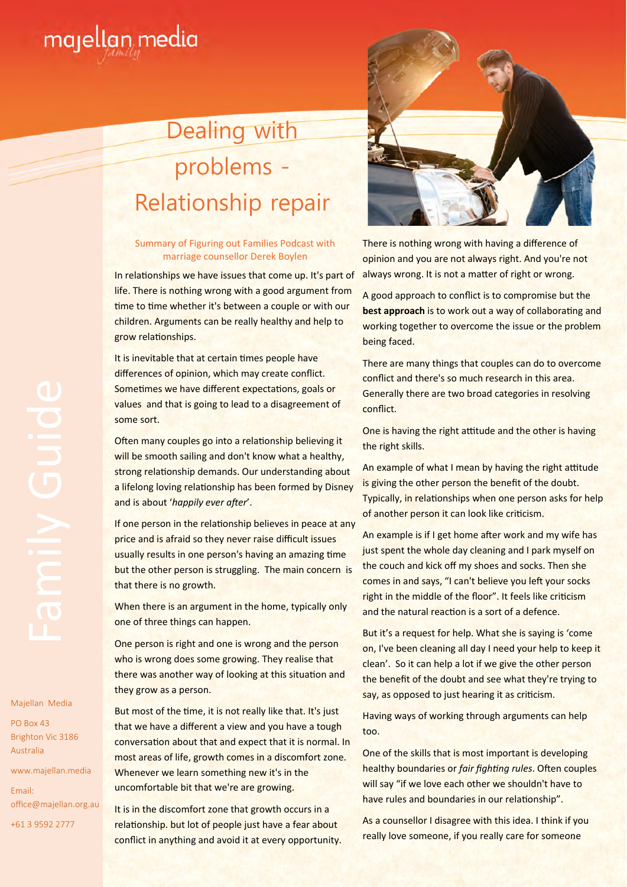# Dealing with problems - Relationship repair

Summary of Figuring out Families Podcast with marriage counsellor Derek Boylen

In relationships we have issues that come up. It's part of life. There is nothing wrong with a good argument from time to time whether it's between a couple or with our children. Arguments can be really healthy and help to grow relationships.

It is inevitable that at certain times people have differences of opinion, which may create conflict. Sometimes we have different expectations, goals or values and that is going to lead to a disagreement of some sort.

Often many couples go into a relationship believing it will be smooth sailing and don't know what a healthy, strong relationship demands. Our understanding about a lifelong loving relationship has been formed by Disney and is about '*happily ever after*'.

If one person in the relationship believes in peace at any price and is afraid so they never raise difficult issues usually results in one person's having an amazing time but the other person is struggling. The main concern is that there is no growth.

When there is an argument in the home, typically only one of three things can happen.

One person is right and one is wrong and the person who is wrong does some growing. They realise that there was another way of looking at this situation and they grow as a person.

But most of the time, it is not really like that. It's just that we have a different a view and you have a tough conversation about that and expect that it is normal. In most areas of life, growth comes in a discomfort zone. Whenever we learn something new it's in the uncomfortable bit that we're are growing.

It is in the discomfort zone that growth occurs in a relationship. but lot of people just have a fear about conflict in anything and avoid it at every opportunity.

There is nothing wrong with having a difference of opinion and you are not always right. And you're not always wrong. It is not a matter of right or wrong.

A good approach to conflict is to compromise but the **best approach** is to work out a way of collaborating and working together to overcome the issue or the problem being faced.

There are many things that couples can do to overcome conflict and there's so much research in this area. Generally there are two broad categories in resolving conflict.

One is having the right attitude and the other is having the right skills.

An example of what I mean by having the right attitude is giving the other person the benefit of the doubt. Typically, in relationships when one person asks for help of another person it can look like criticism.

An example is if I get home after work and my wife has just spent the whole day cleaning and I park myself on the couch and kick off my shoes and socks. Then she comes in and says, "I can't believe you left your socks right in the middle of the floor". It feels like criticism and the natural reaction is a sort of a defence.

But it's a request for help. What she is saying is 'come on, I've been cleaning all day I need your help to keep it clean'. So it can help a lot if we give the other person the benefit of the doubt and see what they're trying to say, as opposed to just hearing it as criticism.

Having ways of working through arguments can help too.

One of the skills that is most important is developing healthy boundaries or *fair fighting rules*. Often couples will say "if we love each other we shouldn't have to have rules and boundaries in our relationship".

As a counsellor I disagree with this idea. I think if you really love someone, if you really care for someone

Majellan Media

PO Box 43
Brighton Vic 3186
Australia

www.majellan.media

Email:
office@majellan.org.au

+61 3 9592 2777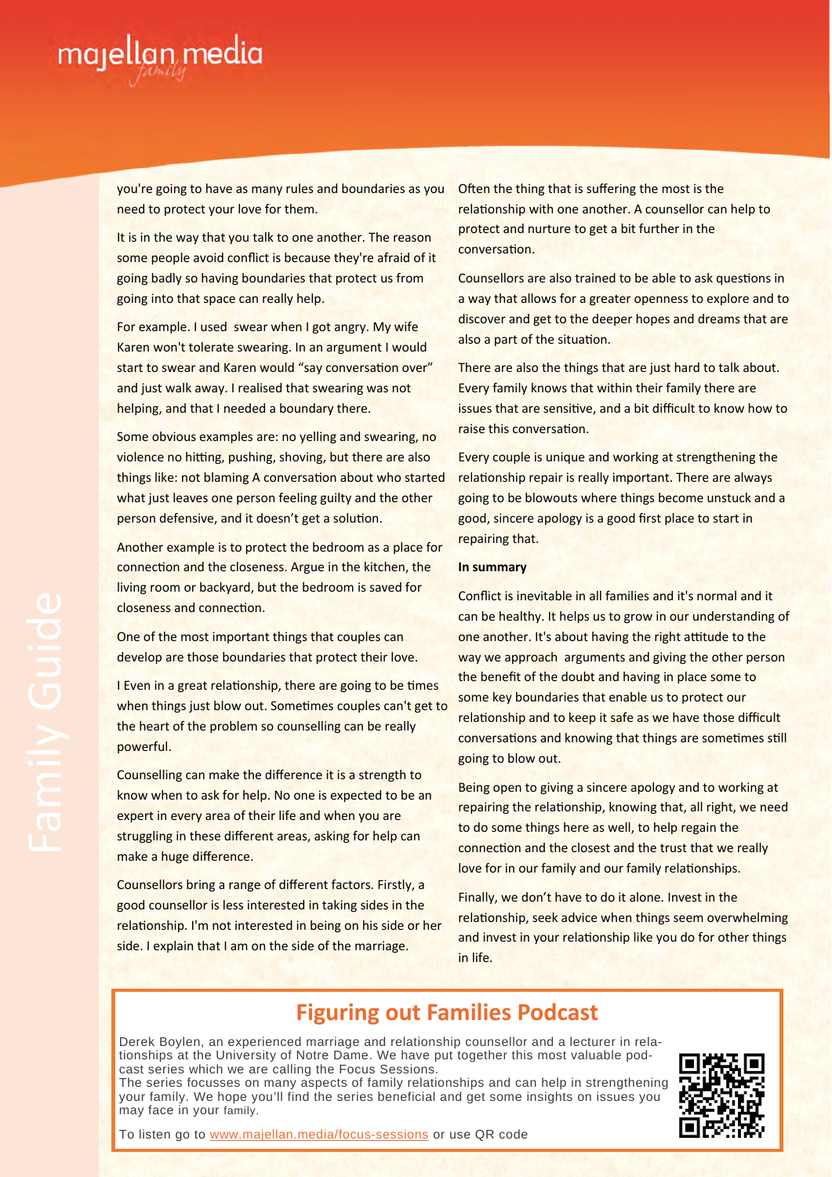you're going to have as many rules and boundaries as you need to protect your love for them.

It is in the way that you talk to one another. The reason some people avoid conflict is because they're afraid of it going badly so having boundaries that protect us from going into that space can really help.

For example. I used swear when I got angry. My wife Karen won't tolerate swearing. In an argument I would start to swear and Karen would "say conversation over" and just walk away. I realised that swearing was not helping, and that I needed a boundary there.

Some obvious examples are: no yelling and swearing, no violence no hitting, pushing, shoving, but there are also things like: not blaming A conversation about who started what just leaves one person feeling guilty and the other person defensive, and it doesn't get a solution.

Another example is to protect the bedroom as a place for connection and the closeness. Argue in the kitchen, the living room or backyard, but the bedroom is saved for closeness and connection.

One of the most important things that couples can develop are those boundaries that protect their love.

I Even in a great relationship, there are going to be times when things just blow out. Sometimes couples can't get to the heart of the problem so counselling can be really powerful.

Counselling can make the difference it is a strength to know when to ask for help. No one is expected to be an expert in every area of their life and when you are struggling in these different areas, asking for help can make a huge difference.

Counsellors bring a range of different factors. Firstly, a good counsellor is less interested in taking sides in the relationship. I'm not interested in being on his side or her side. I explain that I am on the side of the marriage.

Often the thing that is suffering the most is the relationship with one another. A counsellor can help to protect and nurture to get a bit further in the conversation.

Counsellors are also trained to be able to ask questions in a way that allows for a greater openness to explore and to discover and get to the deeper hopes and dreams that are also a part of the situation.

There are also the things that are just hard to talk about. Every family knows that within their family there are issues that are sensitive, and a bit difficult to know how to raise this conversation.

Every couple is unique and working at strengthening the relationship repair is really important. There are always going to be blowouts where things become unstuck and a good, sincere apology is a good first place to start in repairing that.

**In summary**

Conflict is inevitable in all families and it's normal and it can be healthy. It helps us to grow in our understanding of one another. It's about having the right attitude to the way we approach arguments and giving the other person the benefit of the doubt and having in place some to some key boundaries that enable us to protect our relationship and to keep it safe as we have those difficult conversations and knowing that things are sometimes still going to blow out.

Being open to giving a sincere apology and to working at repairing the relationship, knowing that, all right, we need to do some things here as well, to help regain the connection and the closest and the trust that we really love for in our family and our family relationships.

Finally, we don't have to do it alone. Invest in the relationship, seek advice when things seem overwhelming and invest in your relationship like you do for other things in life.

## Figuring out Families Podcast

Derek Boylen, an experienced marriage and relationship counsellor and a lecturer in relationships at the University of Notre Dame. We have put together this most valuable podcast series which we are calling the Focus Sessions.
The series focusses on many aspects of family relationships and can help in strengthening your family. We hope you'll find the series beneficial and get some insights on issues you may face in your family.

To listen go to www.majellan.media/focus-sessions or use QR code